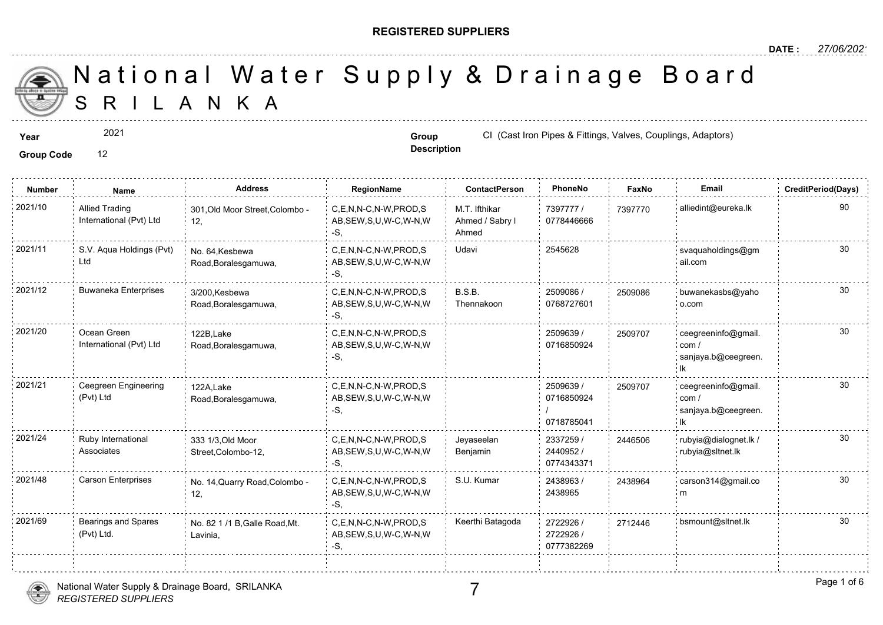**REGISTERED SUPPLIERS**

**DATE :** *27/06/2021*

# National Water Supply & Drainage Board
## SRILANKA

**Year** 2021

**Group Code** 12

**Group Description** CI (Cast Iron Pipes & Fittings, Valves, Couplings, Adaptors)

| Number | Name | Address | RegionName | ContactPerson | PhoneNo | FaxNo | Email | CreditPeriod(Days) |
|---|---|---|---|---|---|---|---|---|
| 2021/10 | Allied Trading International (Pvt) Ltd | 301,Old Moor Street,Colombo - 12, | C,E,N,N-C,N-W,PROD,SAB,SEW,S,U,W-C,W-N,W-S, | M.T. Ifthikar Ahmed / Sabry I Ahmed | 7397777 / 0778446666 | 7397770 | alliedint@eureka.lk | 90 |
| 2021/11 | S.V. Aqua Holdings (Pvt) Ltd | No. 64,Kesbewa Road,Boralesgamuwa, | C,E,N,N-C,N-W,PROD,SAB,SEW,S,U,W-C,W-N,W-S, | Udavi | 2545628 | | svaquaholdings@gmail.com | 30 |
| 2021/12 | Buwaneka Enterprises | 3/200,Kesbewa Road,Boralesgamuwa, | C,E,N,N-C,N-W,PROD,SAB,SEW,S,U,W-C,W-N,W-S, | B.S.B. Thennakoon | 2509086 / 0768727601 | 2509086 | buwanekasbs@yahoo.com | 30 |
| 2021/20 | Ocean Green International (Pvt) Ltd | 122B,Lake Road,Boralesgamuwa, | C,E,N,N-C,N-W,PROD,SAB,SEW,S,U,W-C,W-N,W-S, | | 2509639 / 0716850924 | 2509707 | ceegreeninfo@gmail.com / sanjaya.b@ceegreen.lk | 30 |
| 2021/21 | Ceegreen Engineering (Pvt) Ltd | 122A,Lake Road,Boralesgamuwa, | C,E,N,N-C,N-W,PROD,SAB,SEW,S,U,W-C,W-N,W-S, | | 2509639 / 0716850924 / 0718785041 | 2509707 | ceegreeninfo@gmail.com / sanjaya.b@ceegreen.lk | 30 |
| 2021/24 | Ruby International Associates | 333 1/3,Old Moor Street,Colombo-12, | C,E,N,N-C,N-W,PROD,SAB,SEW,S,U,W-C,W-N,W-S, | Jeyaseelan Benjamin | 2337259 / 2440952 / 0774343371 | 2446506 | rubyia@dialognet.lk / rubyia@sltnet.lk | 30 |
| 2021/48 | Carson Enterprises | No. 14,Quarry Road,Colombo - 12, | C,E,N,N-C,N-W,PROD,SAB,SEW,S,U,W-C,W-N,W-S, | S.U. Kumar | 2438963 / 2438965 | 2438964 | carson314@gmail.com | 30 |
| 2021/69 | Bearings and Spares (Pvt) Ltd. | No. 82 1 /1 B,Galle Road,Mt. Lavinia, | C,E,N,N-C,N-W,PROD,SAB,SEW,S,U,W-C,W-N,W-S, | Keerthi Batagoda | 2722926 / 2722926 / 0777382269 | 2712446 | bsmount@sltnet.lk | 30 |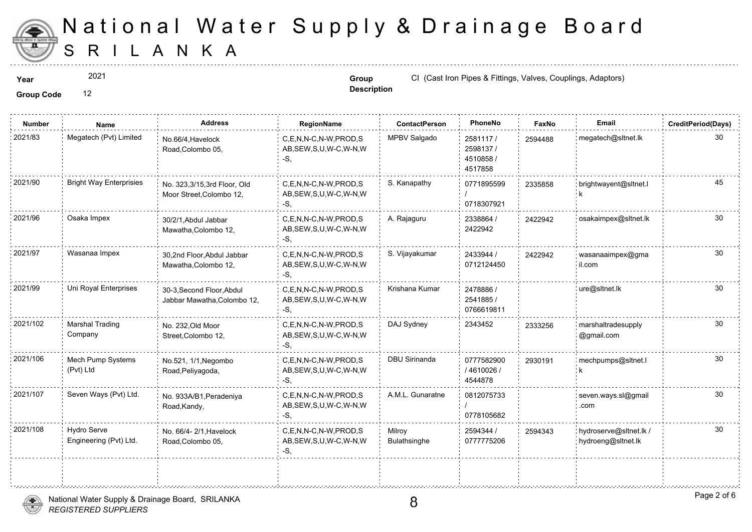# National Water Supply & Drainage Board
## SRILANKA

**Year** 2021

**Group Code** 12

**Group Description** CI (Cast Iron Pipes & Fittings, Valves, Couplings, Adaptors)

| Number | Name | Address | RegionName | ContactPerson | PhoneNo | FaxNo | Email | CreditPeriod(Days) |
|---|---|---|---|---|---|---|---|---|
| 2021/83 | Megatech (Pvt) Limited | No.66/4,Havelock Road,Colombo 05, | C,E,N,N-C,N-W,PROD,SAB,SEW,S,U,W-C,W-N,W-S, | MPBV Salgado | 2581117 / 2598137 / 4510858 / 4517858 | 2594488 | megatech@sltnet.lk | 30 |
| 2021/90 | Bright Way Enterprisies | No. 323,3/15,3rd Floor, Old Moor Street,Colombo 12, | C,E,N,N-C,N-W,PROD,SAB,SEW,S,U,W-C,W-N,W-S, | S. Kanapathy | 0771895599 / 0718307921 | 2335858 | brightwayent@sltnet.lk | 45 |
| 2021/96 | Osaka Impex | 30/2/1,Abdul Jabbar Mawatha,Colombo 12, | C,E,N,N-C,N-W,PROD,SAB,SEW,S,U,W-C,W-N,W-S, | A. Rajaguru | 2338864 / 2422942 | 2422942 | osakaimpex@sltnet.lk | 30 |
| 2021/97 | Wasanaa Impex | 30,2nd Floor,Abdul Jabbar Mawatha,Colombo 12, | C,E,N,N-C,N-W,PROD,SAB,SEW,S,U,W-C,W-N,W-S, | S. Vijayakumar | 2433944 / 0712124450 | 2422942 | wasanaaimpex@gmail.com | 30 |
| 2021/99 | Uni Royal Enterprises | 30-3,Second Floor,Abdul Jabbar Mawatha,Colombo 12, | C,E,N,N-C,N-W,PROD,SAB,SEW,S,U,W-C,W-N,W-S, | Krishana Kumar | 2478886 / 2541885 / 0766619811 | | ure@sltnet.lk | 30 |
| 2021/102 | Marshal Trading Company | No. 232,Old Moor Street,Colombo 12, | C,E,N,N-C,N-W,PROD,SAB,SEW,S,U,W-C,W-N,W-S, | DAJ Sydney | 2343452 | 2333256 | marshaltradesupply@gmail.com | 30 |
| 2021/106 | Mech Pump Systems (Pvt) Ltd | No.521, 1/1,Negombo Road,Peliyagoda, | C,E,N,N-C,N-W,PROD,SAB,SEW,S,U,W-C,W-N,W-S, | DBU Sirinanda | 0777582900 / 4610026 / 4544878 | 2930191 | mechpumps@sltnet.lk | 30 |
| 2021/107 | Seven Ways (Pvt) Ltd. | No. 933A/B1,Peradeniya Road,Kandy, | C,E,N,N-C,N-W,PROD,SAB,SEW,S,U,W-C,W-N,W-S, | A.M.L. Gunaratne | 0812075733 / 0778105682 | | seven.ways.sl@gmail.com | 30 |
| 2021/108 | Hydro Serve Engineering (Pvt) Ltd. | No. 66/4- 2/1,Havelock Road,Colombo 05, | C,E,N,N-C,N-W,PROD,SAB,SEW,S,U,W-C,W-N,W-S, | Milroy Bulathsinghe | 2594344 / 0777775206 | 2594343 | hydroserve@sltnet.lk / hydroeng@sltnet.lk | 30 |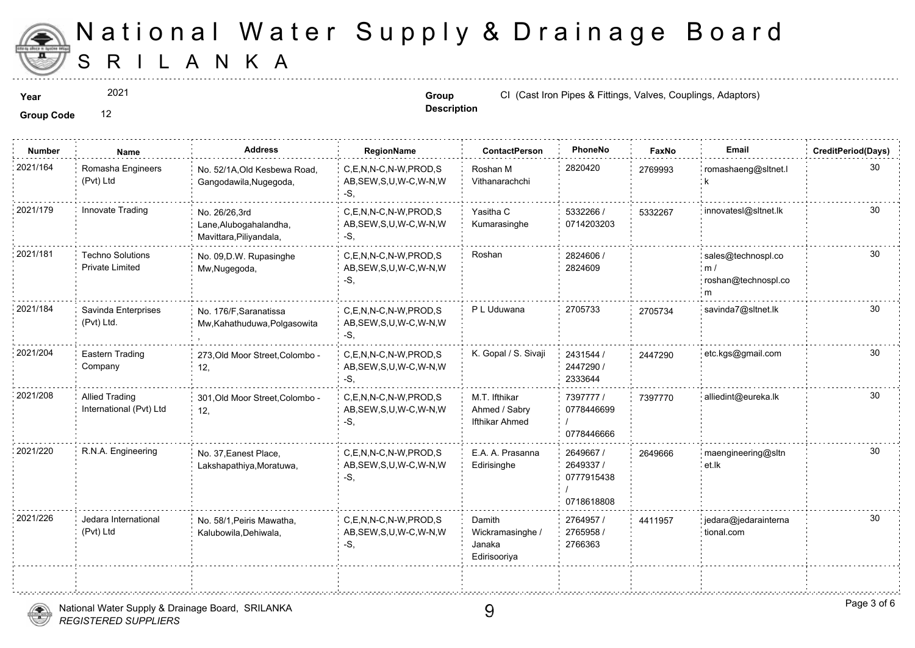# National Water Supply & Drainage Board

## SRILANKA

**Year** 2021

**Group Code** 12

**Group Description** CI (Cast Iron Pipes & Fittings, Valves, Couplings, Adaptors)

| Number | Name | Address | RegionName | ContactPerson | PhoneNo | FaxNo | Email | CreditPeriod(Days) |
|---|---|---|---|---|---|---|---|---|
| 2021/164 | Romasha Engineers (Pvt) Ltd | No. 52/1A,Old Kesbewa Road, Gangodawila,Nugegoda, | C,E,N,N-C,N-W,PROD,SAB,SEW,S,U,W-C,W-N,W-S, | Roshan M Vithanarachchi | 2820420 | 2769993 | romashaeng@sltnet.lk | 30 |
| 2021/179 | Innovate Trading | No. 26/26,3rd Lane,Alubogahalandha, Mavittara,Piliyandala, | C,E,N,N-C,N-W,PROD,SAB,SEW,S,U,W-C,W-N,W-S, | Yasitha C Kumarasinghe | 5332266 / 0714203203 | 5332267 | innovatesl@sltnet.lk | 30 |
| 2021/181 | Techno Solutions Private Limited | No. 09,D.W. Rupasinghe Mw,Nugegoda, | C,E,N,N-C,N-W,PROD,SAB,SEW,S,U,W-C,W-N,W-S, | Roshan | 2824606 / 2824609 | | sales@technospl.com / roshan@technospl.com | 30 |
| 2021/184 | Savinda Enterprises (Pvt) Ltd. | No. 176/F,Saranatissa Mw,Kahathuduwa,Polgasowita, | C,E,N,N-C,N-W,PROD,SAB,SEW,S,U,W-C,W-N,W-S, | P L Uduwana | 2705733 | 2705734 | savinda7@sltnet.lk | 30 |
| 2021/204 | Eastern Trading Company | 273,Old Moor Street,Colombo - 12, | C,E,N,N-C,N-W,PROD,SAB,SEW,S,U,W-C,W-N,W-S, | K. Gopal / S. Sivaji | 2431544 / 2447290 / 2333644 | 2447290 | etc.kgs@gmail.com | 30 |
| 2021/208 | Allied Trading International (Pvt) Ltd | 301,Old Moor Street,Colombo - 12, | C,E,N,N-C,N-W,PROD,SAB,SEW,S,U,W-C,W-N,W-S, | M.T. Ifthikar Ahmed / Sabry Ifthikar Ahmed | 7397777 / 0778446699 / 0778446666 | 7397770 | alliedint@eureka.lk | 30 |
| 2021/220 | R.N.A. Engineering | No. 37,Eanest Place, Lakshapathiya,Moratuwa, | C,E,N,N-C,N-W,PROD,SAB,SEW,S,U,W-C,W-N,W-S, | E.A. A. Prasanna Edirisinghe | 2649667 / 2649337 / 0777915438 / 0718618808 | 2649666 | maengineering@sltnet.lk | 30 |
| 2021/226 | Jedara International (Pvt) Ltd | No. 58/1,Peiris Mawatha, Kalubowila,Dehiwala, | C,E,N,N-C,N-W,PROD,SAB,SEW,S,U,W-C,W-N,W-S, | Damith Wickramasinghe / Janaka Edirisooriya | 2764957 / 2765958 / 2766363 | 4411957 | jedara@jedarainternational.com | 30 |
| | | | | | | | | |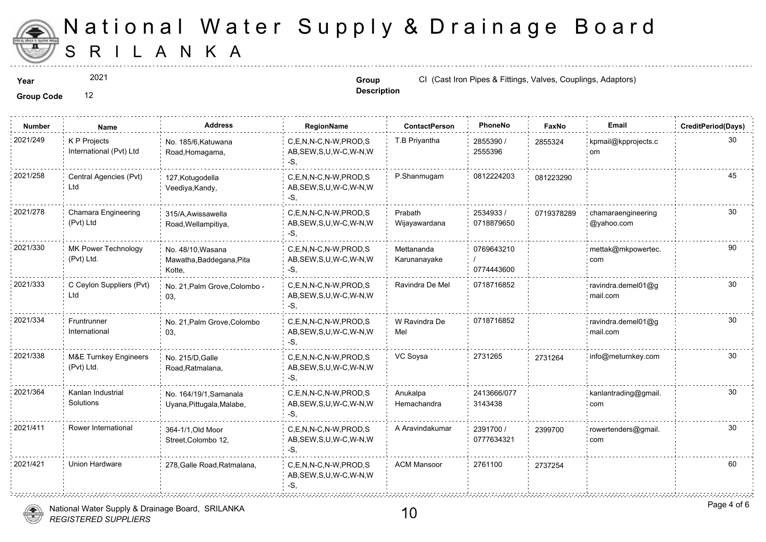# National Water Supply & Drainage Board
## SRILANKA

**Year** 2021

**Group Code** 12

**Group Description** CI (Cast Iron Pipes & Fittings, Valves, Couplings, Adaptors)

| Number | Name | Address | RegionName | ContactPerson | PhoneNo | FaxNo | Email | CreditPeriod(Days) |
|---|---|---|---|---|---|---|---|---|
| 2021/249 | K P Projects International (Pvt) Ltd | No. 185/6,Katuwana Road,Homagama, | C,E,N,N-C,N-W,PROD,SAB,SEW,S,U,W-C,W-N,W-S, | T.B Priyantha | 2855390 / 2555396 | 2855324 | kpmail@kpprojects.com | 30 |
| 2021/258 | Central Agencies (Pvt) Ltd | 127,Kotugodella Veediya,Kandy, | C,E,N,N-C,N-W,PROD,SAB,SEW,S,U,W-C,W-N,W-S, | P.Shanmugam | 0812224203 | 081223290 | | 45 |
| 2021/278 | Chamara Engineering (Pvt) Ltd | 315/A,Awissawella Road,Wellampitiya, | C,E,N,N-C,N-W,PROD,SAB,SEW,S,U,W-C,W-N,W-S, | Prabath Wijayawardana | 2534933 / 0718879650 | 0719378289 | chamaraengineering@yahoo.com | 30 |
| 2021/330 | MK Power Technology (Pvt) Ltd. | No. 48/10,Wasana Mawatha,Baddegana,Pita Kotte, | C,E,N,N-C,N-W,PROD,SAB,SEW,S,U,W-C,W-N,W-S, | Mettananda Karunanayake | 0769643210 / 0774443600 | | mettak@mkpowertec.com | 90 |
| 2021/333 | C Ceylon Suppliers (Pvt) Ltd | No. 21,Palm Grove,Colombo - 03, | C,E,N,N-C,N-W,PROD,SAB,SEW,S,U,W-C,W-N,W-S, | Ravindra De Mel | 0718716852 | | ravindra.demel01@gmail.com | 30 |
| 2021/334 | Fruntrunner International | No. 21,Palm Grove,Colombo 03, | C,E,N,N-C,N-W,PROD,SAB,SEW,S,U,W-C,W-N,W-S, | W Ravindra De Mel | 0718716852 | | ravindra.demel01@gmail.com | 30 |
| 2021/338 | M&E Turnkey Engineers (Pvt) Ltd. | No. 215/D,Galle Road,Ratmalana, | C,E,N,N-C,N-W,PROD,SAB,SEW,S,U,W-C,W-N,W-S, | VC Soysa | 2731265 | 2731264 | info@meturnkey.com | 30 |
| 2021/364 | Kanlan Industrial Solutions | No. 164/19/1,Samanala Uyana,Pittugala,Malabe, | C,E,N,N-C,N-W,PROD,SAB,SEW,S,U,W-C,W-N,W-S, | Anukalpa Hemachandra | 2413666/0773143438 | | kanlantrading@gmail.com | 30 |
| 2021/411 | Rower International | 364-1/1,Old Moor Street,Colombo 12, | C,E,N,N-C,N-W,PROD,SAB,SEW,S,U,W-C,W-N,W-S, | A Aravindakumar | 2391700 / 0777634321 | 2399700 | rowertenders@gmail.com | 30 |
| 2021/421 | Union Hardware | 278,Galle Road,Ratmalana, | C,E,N,N-C,N-W,PROD,SAB,SEW,S,U,W-C,W-N,W-S, | ACM Mansoor | 2761100 | 2737254 | | 60 |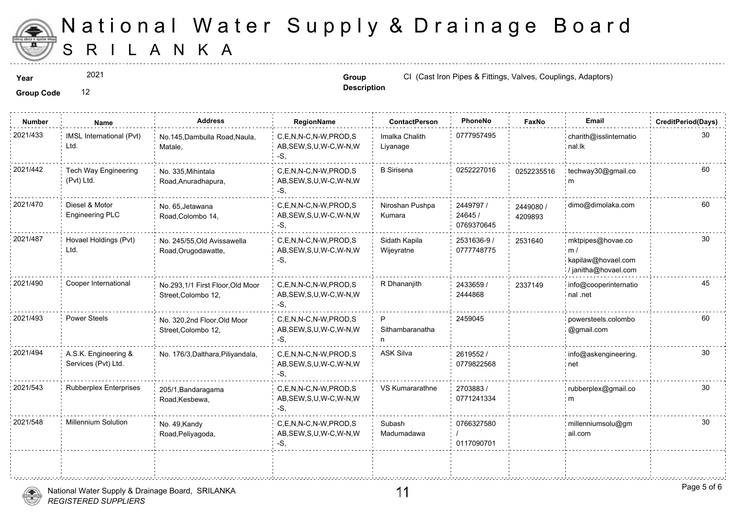# National Water Supply & Drainage Board
## SRI LANKA

**Year** 2021

**Group Code** 12

**Group Description** CI (Cast Iron Pipes & Fittings, Valves, Couplings, Adaptors)

| Number | Name | Address | RegionName | ContactPerson | PhoneNo | FaxNo | Email | CreditPeriod(Days) |
|---|---|---|---|---|---|---|---|---|
| 2021/433 | IMSL International (Pvt) Ltd. | No.145,Dambulla Road,Naula, Matale, | C,E,N,N-C,N-W,PROD,SAB,SEW,S,U,W-C,W-N,W-S, | Imalka Chalith Liyanage | 0777957495 | | charith@isslinternational.lk | 30 |
| 2021/442 | Tech Way Engineering (Pvt) Ltd. | No. 335,Mihintala Road,Anuradhapura, | C,E,N,N-C,N-W,PROD,SAB,SEW,S,U,W-C,W-N,W-S, | B Sirisena | 0252227016 | 0252235516 | techway30@gmail.com | 60 |
| 2021/470 | Diesel & Motor Engineering PLC | No. 65,Jetawana Road,Colombo 14, | C,E,N,N-C,N-W,PROD,SAB,SEW,S,U,W-C,W-N,W-S, | Niroshan Pushpa Kumara | 2449797 / 24645 / 0769370645 | 2449080 / 4209893 | dimo@dimolaka.com | 60 |
| 2021/487 | Hovael Holdings (Pvt) Ltd. | No. 245/55,Old Avissawella Road,Orugodawatte, | C,E,N,N-C,N-W,PROD,SAB,SEW,S,U,W-C,W-N,W-S, | Sidath Kapila Wijeyratne | 2531636-9 / 0777748775 | 2531640 | mktpipes@hovae.com / kapilaw@hovael.com / janitha@hovael.com | 30 |
| 2021/490 | Cooper International | No.293,1/1 First Floor,Old Moor Street,Colombo 12, | C,E,N,N-C,N-W,PROD,SAB,SEW,S,U,W-C,W-N,W-S, | R Dhananjith | 2433659 / 2444868 | 2337149 | info@cooperinternational .net | 45 |
| 2021/493 | Power Steels | No. 320,2nd Floor,Old Moor Street,Colombo 12, | C,E,N,N-C,N-W,PROD,SAB,SEW,S,U,W-C,W-N,W-S, | P Sithambaranathan | 2459045 | | powersteels.colombo@gmail.com | 60 |
| 2021/494 | A.S.K. Engineering & Services (Pvt) Ltd. | No. 176/3,Dalthara,Piliyandala, | C,E,N,N-C,N-W,PROD,SAB,SEW,S,U,W-C,W-N,W-S, | ASK Silva | 2619552 / 0779822568 | | info@askengineering.net | 30 |
| 2021/543 | Rubberplex Enterprises | 205/1,Bandaragama Road,Kesbewa, | C,E,N,N-C,N-W,PROD,SAB,SEW,S,U,W-C,W-N,W-S, | VS Kumararathne | 2703883 / 0771241334 | | rubberplex@gmail.com | 30 |
| 2021/548 | Millennium Solution | No. 49,Kandy Road,Peliyagoda, | C,E,N,N-C,N-W,PROD,SAB,SEW,S,U,W-C,W-N,W-S, | Subash Madumadawa | 0766327580 / 0117090701 | | millenniumsolu@gmail.com | 30 |

National Water Supply & Drainage Board, SRILANKA
*REGISTERED SUPPLIERS*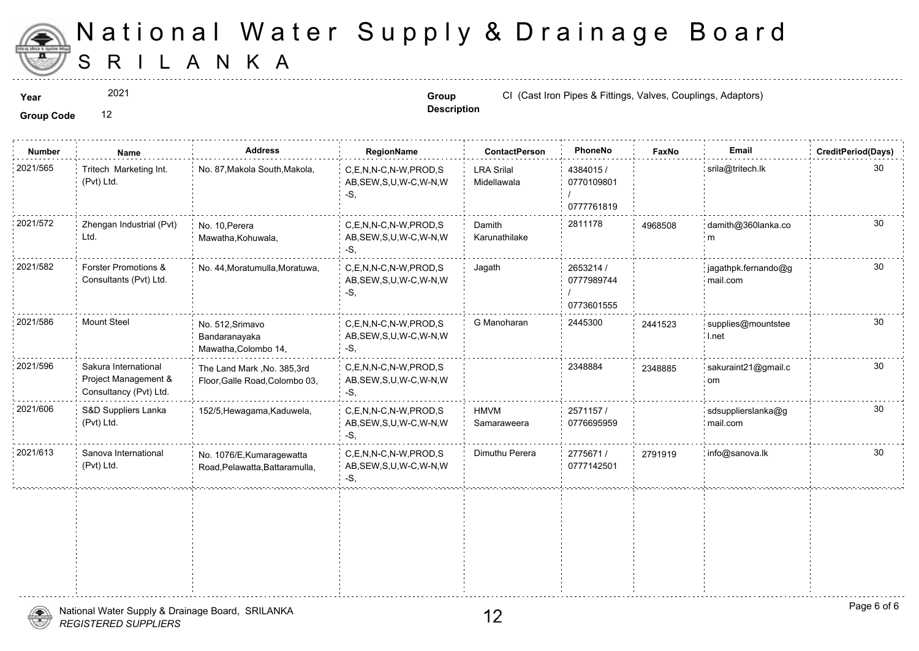# National Water Supply & Drainage Board
## SRILANKA

**Year** 2021

**Group Code** 12

**Group Description** CI (Cast Iron Pipes & Fittings, Valves, Couplings, Adaptors)

| Number | Name | Address | RegionName | ContactPerson | PhoneNo | FaxNo | Email | CreditPeriod(Days) |
|---|---|---|---|---|---|---|---|---|
| 2021/565 | Tritech Marketing Int. (Pvt) Ltd. | No. 87,Makola South,Makola, | C,E,N,N-C,N-W,PROD,SAB,SEW,S,U,W-C,W-N,W-S, | LRA Srilal Midellawala | 4384015 / 0770109801 / 0777761819 | | srila@tritech.lk | 30 |
| 2021/572 | Zhengan Industrial (Pvt) Ltd. | No. 10,Perera Mawatha,Kohuwala, | C,E,N,N-C,N-W,PROD,SAB,SEW,S,U,W-C,W-N,W-S, | Damith Karunathilake | 2811178 | 4968508 | damith@360lanka.com | 30 |
| 2021/582 | Forster Promotions & Consultants (Pvt) Ltd. | No. 44,Moratumulla,Moratuwa, | C,E,N,N-C,N-W,PROD,SAB,SEW,S,U,W-C,W-N,W-S, | Jagath | 2653214 / 0777989744 / 0773601555 | | jagathpk.fernando@gmail.com | 30 |
| 2021/586 | Mount Steel | No. 512,Srimavo Bandaranayaka Mawatha,Colombo 14, | C,E,N,N-C,N-W,PROD,SAB,SEW,S,U,W-C,W-N,W-S, | G Manoharan | 2445300 | 2441523 | supplies@mountsteel.net | 30 |
| 2021/596 | Sakura International Project Management & Consultancy (Pvt) Ltd. | The Land Mark ,No. 385,3rd Floor,Galle Road,Colombo 03, | C,E,N,N-C,N-W,PROD,SAB,SEW,S,U,W-C,W-N,W-S, | | 2348884 | 2348885 | sakuraint21@gmail.com | 30 |
| 2021/606 | S&D Suppliers Lanka (Pvt) Ltd. | 152/5,Hewagama,Kaduwela, | C,E,N,N-C,N-W,PROD,SAB,SEW,S,U,W-C,W-N,W-S, | HMVM Samaraweera | 2571157 / 0776695959 | | sdsupplierslanka@gmail.com | 30 |
| 2021/613 | Sanova International (Pvt) Ltd. | No. 1076/E,Kumaragewatta Road,Pelawatta,Battaramulla, | C,E,N,N-C,N-W,PROD,SAB,SEW,S,U,W-C,W-N,W-S, | Dimuthu Perera | 2775671 / 0777142501 | 2791919 | info@sanova.lk | 30 |

National Water Supply & Drainage Board, SRILANKA
*REGISTERED SUPPLIERS*